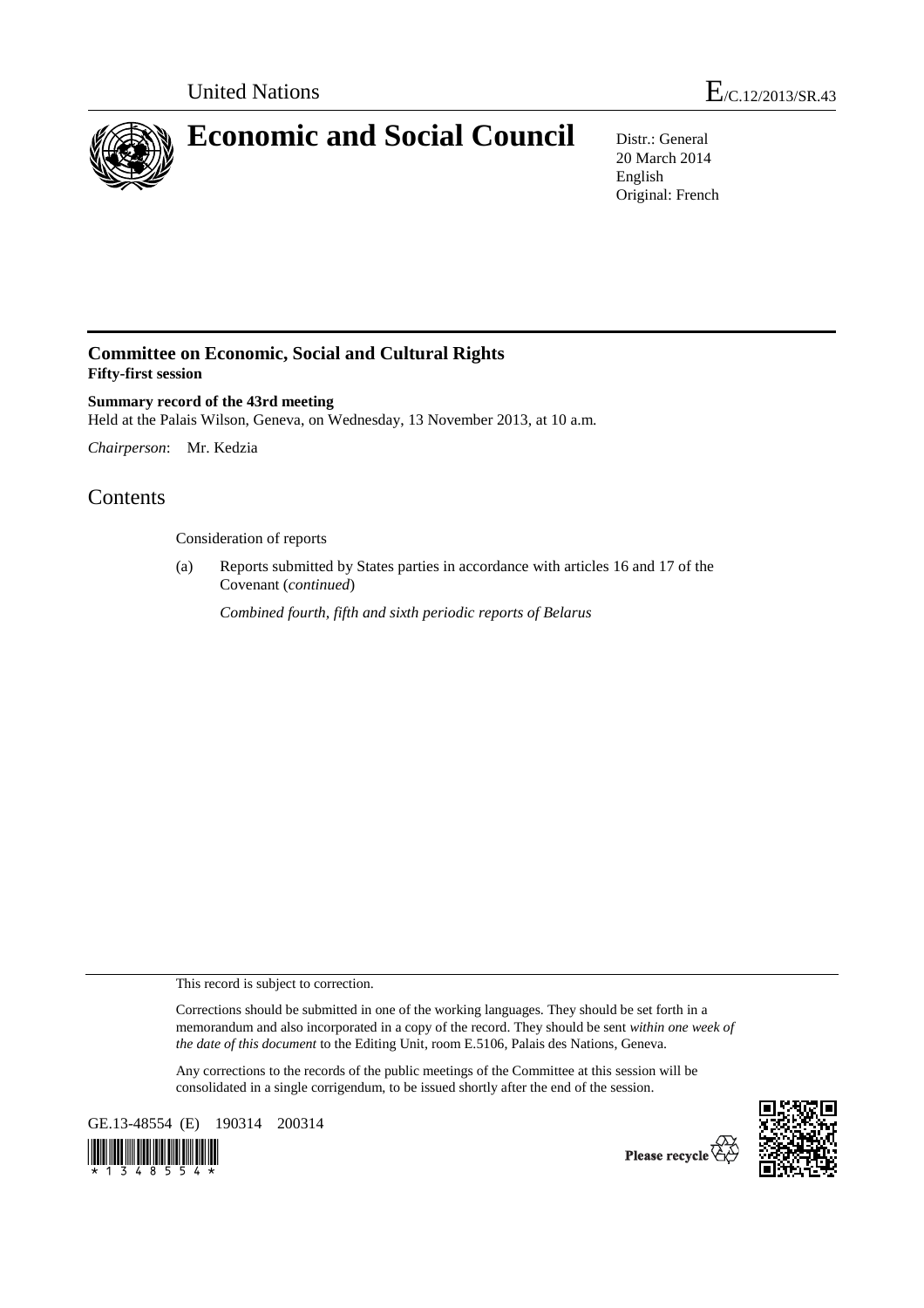United Nations

E/C.12/2013/SR.43

# Economic and Social Council

Distr.: General
20 March 2014
English
Original: French

## Committee on Economic, Social and Cultural Rights
**Fifty-first session**

**Summary record of the 43rd meeting**
Held at the Palais Wilson, Geneva, on Wednesday, 13 November 2013, at 10 a.m.

*Chairperson*: Mr. Kedzia

# Contents

Consideration of reports

(a) Reports submitted by States parties in accordance with articles 16 and 17 of the Covenant (*continued*)

*Combined fourth, fifth and sixth periodic reports of Belarus*

This record is subject to correction.

Corrections should be submitted in one of the working languages. They should be set forth in a memorandum and also incorporated in a copy of the record. They should be sent *within one week of the date of this document* to the Editing Unit, room E.5106, Palais des Nations, Geneva.

Any corrections to the records of the public meetings of the Committee at this session will be consolidated in a single corrigendum, to be issued shortly after the end of the session.

GE.13-48554 (E) 190314 200314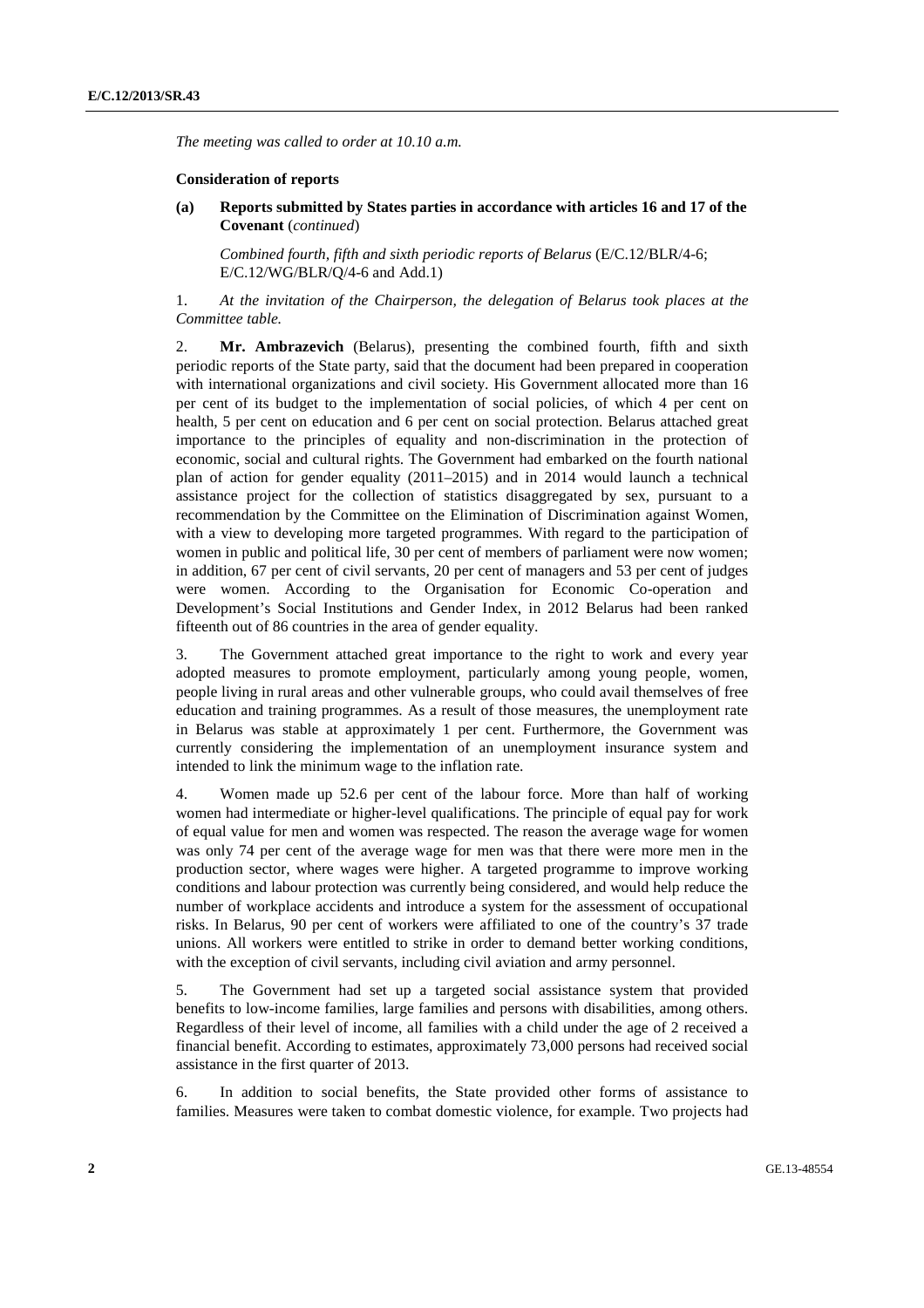*The meeting was called to order at 10.10 a.m.*

**Consideration of reports**

**(a) Reports submitted by States parties in accordance with articles 16 and 17 of the Covenant** (*continued*)

*Combined fourth, fifth and sixth periodic reports of Belarus* (E/C.12/BLR/4-6; E/C.12/WG/BLR/Q/4-6 and Add.1)

1. *At the invitation of the Chairperson, the delegation of Belarus took places at the Committee table.*

2. **Mr. Ambrazevich** (Belarus), presenting the combined fourth, fifth and sixth periodic reports of the State party, said that the document had been prepared in cooperation with international organizations and civil society. His Government allocated more than 16 per cent of its budget to the implementation of social policies, of which 4 per cent on health, 5 per cent on education and 6 per cent on social protection. Belarus attached great importance to the principles of equality and non-discrimination in the protection of economic, social and cultural rights. The Government had embarked on the fourth national plan of action for gender equality (2011–2015) and in 2014 would launch a technical assistance project for the collection of statistics disaggregated by sex, pursuant to a recommendation by the Committee on the Elimination of Discrimination against Women, with a view to developing more targeted programmes. With regard to the participation of women in public and political life, 30 per cent of members of parliament were now women; in addition, 67 per cent of civil servants, 20 per cent of managers and 53 per cent of judges were women. According to the Organisation for Economic Co-operation and Development's Social Institutions and Gender Index, in 2012 Belarus had been ranked fifteenth out of 86 countries in the area of gender equality.

3. The Government attached great importance to the right to work and every year adopted measures to promote employment, particularly among young people, women, people living in rural areas and other vulnerable groups, who could avail themselves of free education and training programmes. As a result of those measures, the unemployment rate in Belarus was stable at approximately 1 per cent. Furthermore, the Government was currently considering the implementation of an unemployment insurance system and intended to link the minimum wage to the inflation rate.

4. Women made up 52.6 per cent of the labour force. More than half of working women had intermediate or higher-level qualifications. The principle of equal pay for work of equal value for men and women was respected. The reason the average wage for women was only 74 per cent of the average wage for men was that there were more men in the production sector, where wages were higher. A targeted programme to improve working conditions and labour protection was currently being considered, and would help reduce the number of workplace accidents and introduce a system for the assessment of occupational risks. In Belarus, 90 per cent of workers were affiliated to one of the country's 37 trade unions. All workers were entitled to strike in order to demand better working conditions, with the exception of civil servants, including civil aviation and army personnel.

5. The Government had set up a targeted social assistance system that provided benefits to low-income families, large families and persons with disabilities, among others. Regardless of their level of income, all families with a child under the age of 2 received a financial benefit. According to estimates, approximately 73,000 persons had received social assistance in the first quarter of 2013.

6. In addition to social benefits, the State provided other forms of assistance to families. Measures were taken to combat domestic violence, for example. Two projects had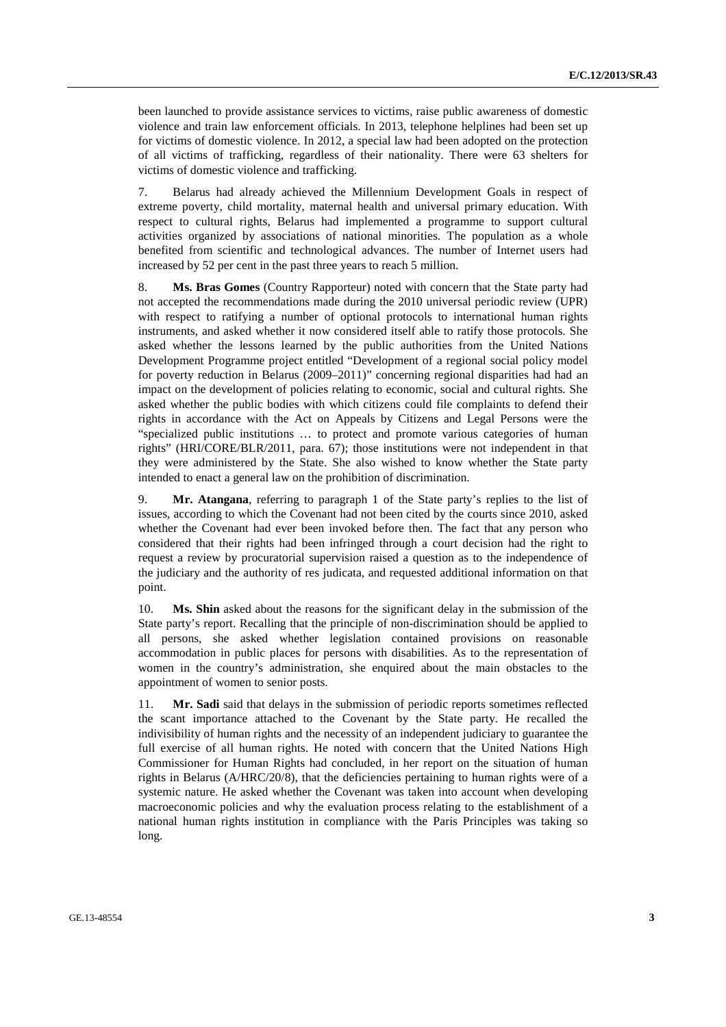been launched to provide assistance services to victims, raise public awareness of domestic violence and train law enforcement officials. In 2013, telephone helplines had been set up for victims of domestic violence. In 2012, a special law had been adopted on the protection of all victims of trafficking, regardless of their nationality. There were 63 shelters for victims of domestic violence and trafficking.

7. Belarus had already achieved the Millennium Development Goals in respect of extreme poverty, child mortality, maternal health and universal primary education. With respect to cultural rights, Belarus had implemented a programme to support cultural activities organized by associations of national minorities. The population as a whole benefited from scientific and technological advances. The number of Internet users had increased by 52 per cent in the past three years to reach 5 million.

8. **Ms. Bras Gomes** (Country Rapporteur) noted with concern that the State party had not accepted the recommendations made during the 2010 universal periodic review (UPR) with respect to ratifying a number of optional protocols to international human rights instruments, and asked whether it now considered itself able to ratify those protocols. She asked whether the lessons learned by the public authorities from the United Nations Development Programme project entitled "Development of a regional social policy model for poverty reduction in Belarus (2009–2011)" concerning regional disparities had had an impact on the development of policies relating to economic, social and cultural rights. She asked whether the public bodies with which citizens could file complaints to defend their rights in accordance with the Act on Appeals by Citizens and Legal Persons were the "specialized public institutions … to protect and promote various categories of human rights" (HRI/CORE/BLR/2011, para. 67); those institutions were not independent in that they were administered by the State. She also wished to know whether the State party intended to enact a general law on the prohibition of discrimination.

9. **Mr. Atangana**, referring to paragraph 1 of the State party's replies to the list of issues, according to which the Covenant had not been cited by the courts since 2010, asked whether the Covenant had ever been invoked before then. The fact that any person who considered that their rights had been infringed through a court decision had the right to request a review by procuratorial supervision raised a question as to the independence of the judiciary and the authority of res judicata, and requested additional information on that point.

10. **Ms. Shin** asked about the reasons for the significant delay in the submission of the State party's report. Recalling that the principle of non-discrimination should be applied to all persons, she asked whether legislation contained provisions on reasonable accommodation in public places for persons with disabilities. As to the representation of women in the country's administration, she enquired about the main obstacles to the appointment of women to senior posts.

11. **Mr. Sadi** said that delays in the submission of periodic reports sometimes reflected the scant importance attached to the Covenant by the State party. He recalled the indivisibility of human rights and the necessity of an independent judiciary to guarantee the full exercise of all human rights. He noted with concern that the United Nations High Commissioner for Human Rights had concluded, in her report on the situation of human rights in Belarus (A/HRC/20/8), that the deficiencies pertaining to human rights were of a systemic nature. He asked whether the Covenant was taken into account when developing macroeconomic policies and why the evaluation process relating to the establishment of a national human rights institution in compliance with the Paris Principles was taking so long.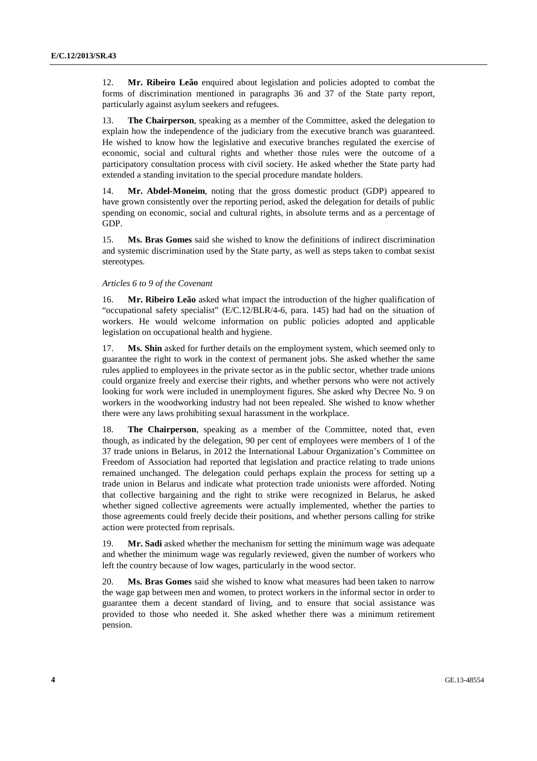12. **Mr. Ribeiro Leão** enquired about legislation and policies adopted to combat the forms of discrimination mentioned in paragraphs 36 and 37 of the State party report, particularly against asylum seekers and refugees.

13. **The Chairperson**, speaking as a member of the Committee, asked the delegation to explain how the independence of the judiciary from the executive branch was guaranteed. He wished to know how the legislative and executive branches regulated the exercise of economic, social and cultural rights and whether those rules were the outcome of a participatory consultation process with civil society. He asked whether the State party had extended a standing invitation to the special procedure mandate holders.

14. **Mr. Abdel-Moneim**, noting that the gross domestic product (GDP) appeared to have grown consistently over the reporting period, asked the delegation for details of public spending on economic, social and cultural rights, in absolute terms and as a percentage of GDP.

15. **Ms. Bras Gomes** said she wished to know the definitions of indirect discrimination and systemic discrimination used by the State party, as well as steps taken to combat sexist stereotypes.

*Articles 6 to 9 of the Covenant*

16. **Mr. Ribeiro Leão** asked what impact the introduction of the higher qualification of "occupational safety specialist" (E/C.12/BLR/4-6, para. 145) had had on the situation of workers. He would welcome information on public policies adopted and applicable legislation on occupational health and hygiene.

17. **Ms. Shin** asked for further details on the employment system, which seemed only to guarantee the right to work in the context of permanent jobs. She asked whether the same rules applied to employees in the private sector as in the public sector, whether trade unions could organize freely and exercise their rights, and whether persons who were not actively looking for work were included in unemployment figures. She asked why Decree No. 9 on workers in the woodworking industry had not been repealed. She wished to know whether there were any laws prohibiting sexual harassment in the workplace.

18. **The Chairperson**, speaking as a member of the Committee, noted that, even though, as indicated by the delegation, 90 per cent of employees were members of 1 of the 37 trade unions in Belarus, in 2012 the International Labour Organization's Committee on Freedom of Association had reported that legislation and practice relating to trade unions remained unchanged. The delegation could perhaps explain the process for setting up a trade union in Belarus and indicate what protection trade unionists were afforded. Noting that collective bargaining and the right to strike were recognized in Belarus, he asked whether signed collective agreements were actually implemented, whether the parties to those agreements could freely decide their positions, and whether persons calling for strike action were protected from reprisals.

19. **Mr. Sadi** asked whether the mechanism for setting the minimum wage was adequate and whether the minimum wage was regularly reviewed, given the number of workers who left the country because of low wages, particularly in the wood sector.

20. **Ms. Bras Gomes** said she wished to know what measures had been taken to narrow the wage gap between men and women, to protect workers in the informal sector in order to guarantee them a decent standard of living, and to ensure that social assistance was provided to those who needed it. She asked whether there was a minimum retirement pension.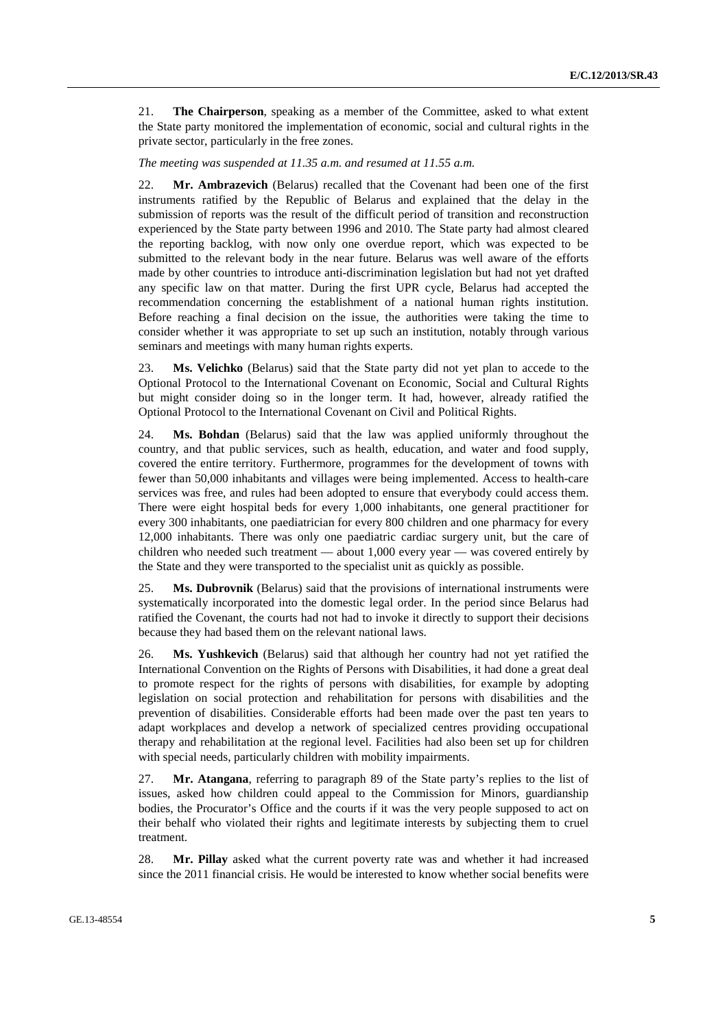21. **The Chairperson**, speaking as a member of the Committee, asked to what extent the State party monitored the implementation of economic, social and cultural rights in the private sector, particularly in the free zones.

*The meeting was suspended at 11.35 a.m. and resumed at 11.55 a.m.*

22. **Mr. Ambrazevich** (Belarus) recalled that the Covenant had been one of the first instruments ratified by the Republic of Belarus and explained that the delay in the submission of reports was the result of the difficult period of transition and reconstruction experienced by the State party between 1996 and 2010. The State party had almost cleared the reporting backlog, with now only one overdue report, which was expected to be submitted to the relevant body in the near future. Belarus was well aware of the efforts made by other countries to introduce anti-discrimination legislation but had not yet drafted any specific law on that matter. During the first UPR cycle, Belarus had accepted the recommendation concerning the establishment of a national human rights institution. Before reaching a final decision on the issue, the authorities were taking the time to consider whether it was appropriate to set up such an institution, notably through various seminars and meetings with many human rights experts.

23. **Ms. Velichko** (Belarus) said that the State party did not yet plan to accede to the Optional Protocol to the International Covenant on Economic, Social and Cultural Rights but might consider doing so in the longer term. It had, however, already ratified the Optional Protocol to the International Covenant on Civil and Political Rights.

24. **Ms. Bohdan** (Belarus) said that the law was applied uniformly throughout the country, and that public services, such as health, education, and water and food supply, covered the entire territory. Furthermore, programmes for the development of towns with fewer than 50,000 inhabitants and villages were being implemented. Access to health-care services was free, and rules had been adopted to ensure that everybody could access them. There were eight hospital beds for every 1,000 inhabitants, one general practitioner for every 300 inhabitants, one paediatrician for every 800 children and one pharmacy for every 12,000 inhabitants. There was only one paediatric cardiac surgery unit, but the care of children who needed such treatment — about 1,000 every year — was covered entirely by the State and they were transported to the specialist unit as quickly as possible.

25. **Ms. Dubrovnik** (Belarus) said that the provisions of international instruments were systematically incorporated into the domestic legal order. In the period since Belarus had ratified the Covenant, the courts had not had to invoke it directly to support their decisions because they had based them on the relevant national laws.

26. **Ms. Yushkevich** (Belarus) said that although her country had not yet ratified the International Convention on the Rights of Persons with Disabilities, it had done a great deal to promote respect for the rights of persons with disabilities, for example by adopting legislation on social protection and rehabilitation for persons with disabilities and the prevention of disabilities. Considerable efforts had been made over the past ten years to adapt workplaces and develop a network of specialized centres providing occupational therapy and rehabilitation at the regional level. Facilities had also been set up for children with special needs, particularly children with mobility impairments.

27. **Mr. Atangana**, referring to paragraph 89 of the State party's replies to the list of issues, asked how children could appeal to the Commission for Minors, guardianship bodies, the Procurator's Office and the courts if it was the very people supposed to act on their behalf who violated their rights and legitimate interests by subjecting them to cruel treatment.

28. **Mr. Pillay** asked what the current poverty rate was and whether it had increased since the 2011 financial crisis. He would be interested to know whether social benefits were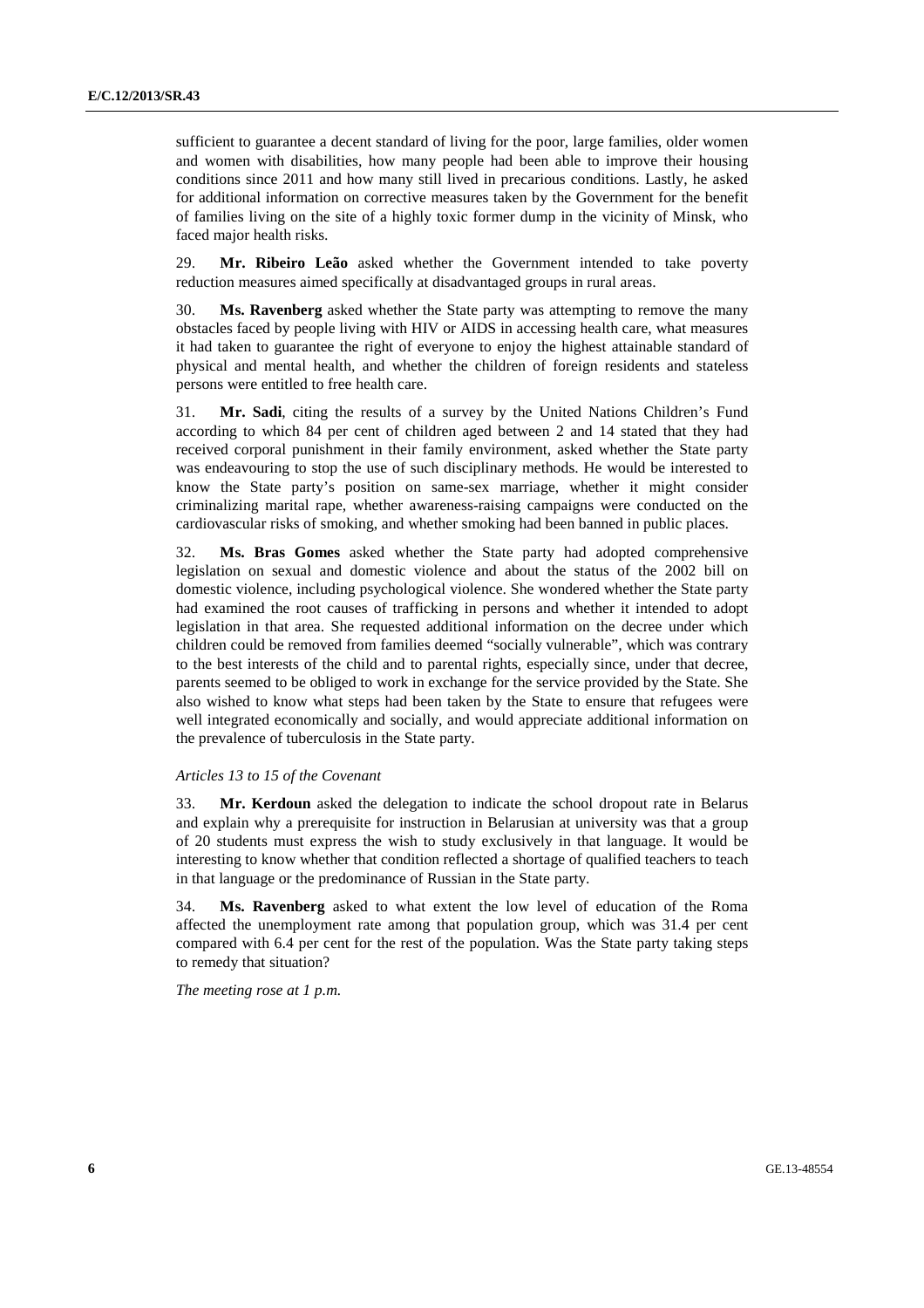sufficient to guarantee a decent standard of living for the poor, large families, older women and women with disabilities, how many people had been able to improve their housing conditions since 2011 and how many still lived in precarious conditions. Lastly, he asked for additional information on corrective measures taken by the Government for the benefit of families living on the site of a highly toxic former dump in the vicinity of Minsk, who faced major health risks.

29. **Mr. Ribeiro Leão** asked whether the Government intended to take poverty reduction measures aimed specifically at disadvantaged groups in rural areas.

30. **Ms. Ravenberg** asked whether the State party was attempting to remove the many obstacles faced by people living with HIV or AIDS in accessing health care, what measures it had taken to guarantee the right of everyone to enjoy the highest attainable standard of physical and mental health, and whether the children of foreign residents and stateless persons were entitled to free health care.

31. **Mr. Sadi**, citing the results of a survey by the United Nations Children's Fund according to which 84 per cent of children aged between 2 and 14 stated that they had received corporal punishment in their family environment, asked whether the State party was endeavouring to stop the use of such disciplinary methods. He would be interested to know the State party's position on same-sex marriage, whether it might consider criminalizing marital rape, whether awareness-raising campaigns were conducted on the cardiovascular risks of smoking, and whether smoking had been banned in public places.

32. **Ms. Bras Gomes** asked whether the State party had adopted comprehensive legislation on sexual and domestic violence and about the status of the 2002 bill on domestic violence, including psychological violence. She wondered whether the State party had examined the root causes of trafficking in persons and whether it intended to adopt legislation in that area. She requested additional information on the decree under which children could be removed from families deemed "socially vulnerable", which was contrary to the best interests of the child and to parental rights, especially since, under that decree, parents seemed to be obliged to work in exchange for the service provided by the State. She also wished to know what steps had been taken by the State to ensure that refugees were well integrated economically and socially, and would appreciate additional information on the prevalence of tuberculosis in the State party.

*Articles 13 to 15 of the Covenant*

33. **Mr. Kerdoun** asked the delegation to indicate the school dropout rate in Belarus and explain why a prerequisite for instruction in Belarusian at university was that a group of 20 students must express the wish to study exclusively in that language. It would be interesting to know whether that condition reflected a shortage of qualified teachers to teach in that language or the predominance of Russian in the State party.

34. **Ms. Ravenberg** asked to what extent the low level of education of the Roma affected the unemployment rate among that population group, which was 31.4 per cent compared with 6.4 per cent for the rest of the population. Was the State party taking steps to remedy that situation?

*The meeting rose at 1 p.m.*